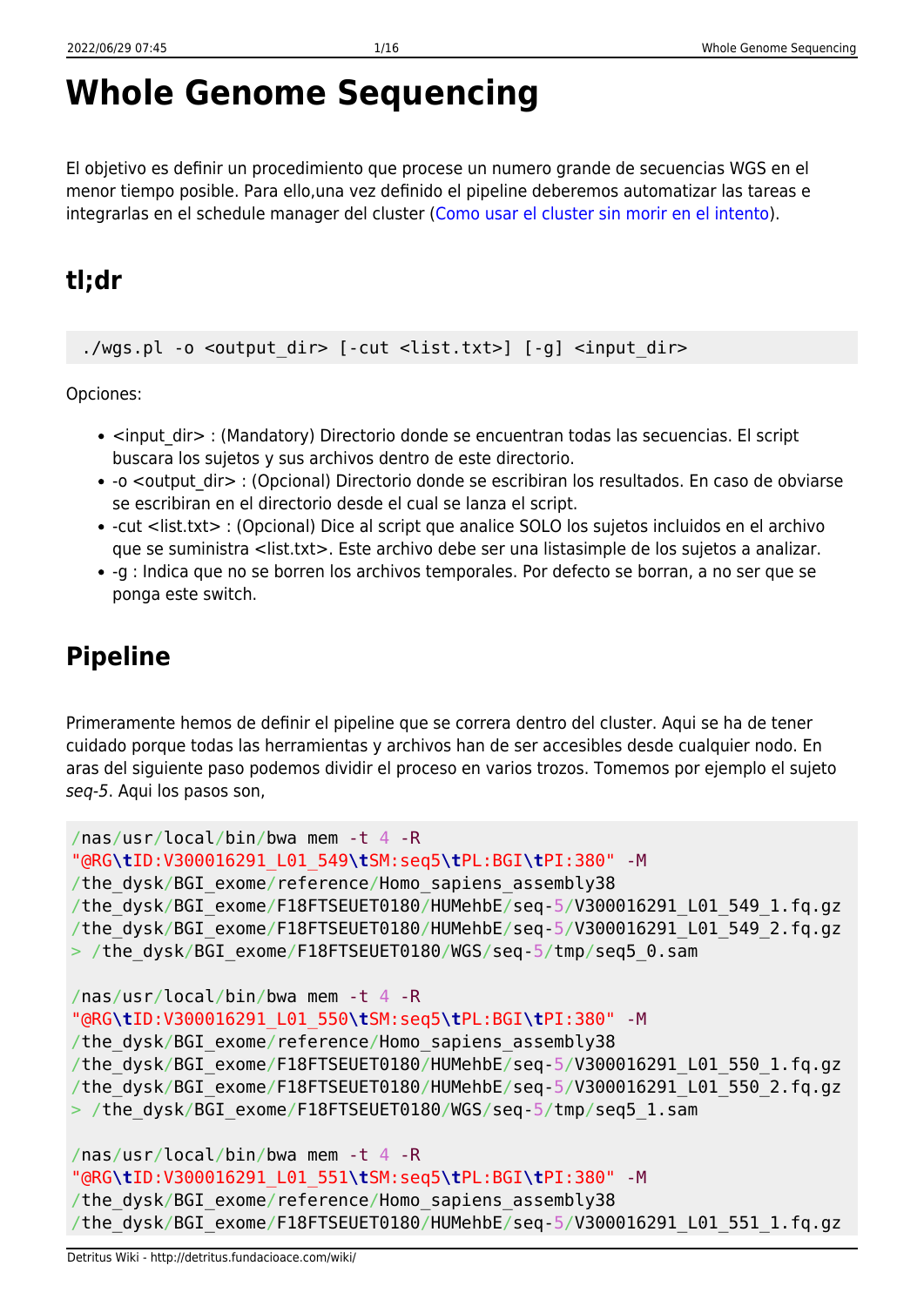# Whole Genome Sequencing

El objetivo es definir un procedimiento que procese un numero grande de secuencias WGS en el menor tiempo posible. Para ello,una vez definido el pipeline deberemos automatizar las tareas e integrarlas en el schedule manager del cluster (Como usar el cluster sin morir en el intento).

## tl;dr

```
./wgs.pl -o <output_dir> [-cut <list.txt>] [-g] <input_dir>
```

Opciones:

- <input_dir> : (Mandatory) Directorio donde se encuentran todas las secuencias. El script buscara los sujetos y sus archivos dentro de este directorio.
- -o <output_dir> : (Opcional) Directorio donde se escribiran los resultados. En caso de obviarse se escribiran en el directorio desde el cual se lanza el script.
- -cut <list.txt> : (Opcional) Dice al script que analice SOLO los sujetos incluidos en el archivo que se suministra <list.txt>. Este archivo debe ser una listasimple de los sujetos a analizar.
- -g : Indica que no se borren los archivos temporales. Por defecto se borran, a no ser que se ponga este switch.

## Pipeline

Primeramente hemos de definir el pipeline que se correra dentro del cluster. Aqui se ha de tener cuidado porque todas las herramientas y archivos han de ser accesibles desde cualquier nodo. En aras del siguiente paso podemos dividir el proceso en varios trozos. Tomemos por ejemplo el sujeto *seq-5*. Aqui los pasos son,

```
/nas/usr/local/bin/bwa mem -t 4 -R
"@RG\tID:V300016291_L01_549\tSM:seq5\tPL:BGI\tPI:380" -M
/the_dysk/BGI_exome/reference/Homo_sapiens_assembly38
/the_dysk/BGI_exome/F18FTSEUET0180/HUMehbE/seq-5/V300016291_L01_549_1.fq.gz
/the_dysk/BGI_exome/F18FTSEUET0180/HUMehbE/seq-5/V300016291_L01_549_2.fq.gz
> /the_dysk/BGI_exome/F18FTSEUET0180/WGS/seq-5/tmp/seq5_0.sam

/nas/usr/local/bin/bwa mem -t 4 -R
"@RG\tID:V300016291_L01_550\tSM:seq5\tPL:BGI\tPI:380" -M
/the_dysk/BGI_exome/reference/Homo_sapiens_assembly38
/the_dysk/BGI_exome/F18FTSEUET0180/HUMehbE/seq-5/V300016291_L01_550_1.fq.gz
/the_dysk/BGI_exome/F18FTSEUET0180/HUMehbE/seq-5/V300016291_L01_550_2.fq.gz
> /the_dysk/BGI_exome/F18FTSEUET0180/WGS/seq-5/tmp/seq5_1.sam

/nas/usr/local/bin/bwa mem -t 4 -R
"@RG\tID:V300016291_L01_551\tSM:seq5\tPL:BGI\tPI:380" -M
/the_dysk/BGI_exome/reference/Homo_sapiens_assembly38
/the_dysk/BGI_exome/F18FTSEUET0180/HUMehbE/seq-5/V300016291_L01_551_1.fq.gz
```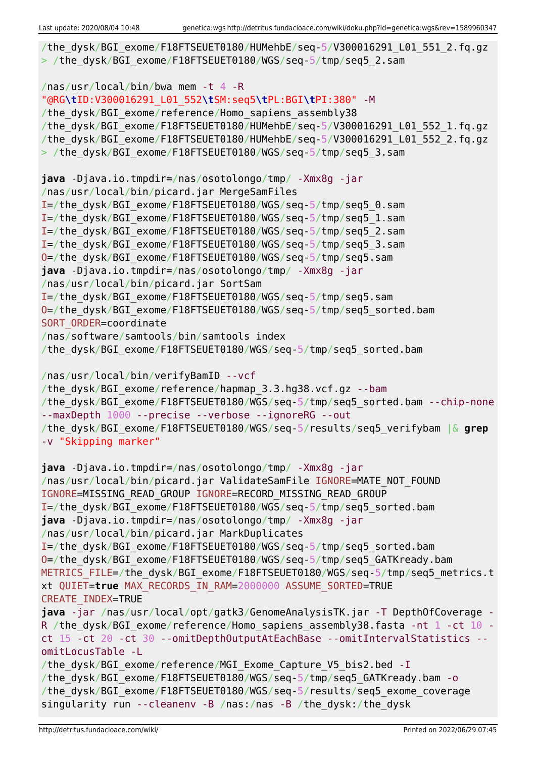```
/the_dysk/BGI_exome/F18FTSEUET0180/HUMehbE/seq-5/V300016291_L01_551_2.fq.gz
> /the_dysk/BGI_exome/F18FTSEUET0180/WGS/seq-5/tmp/seq5_2.sam

/nas/usr/local/bin/bwa mem -t 4 -R
"@RG\tID:V300016291_L01_552\tSM:seq5\tPL:BGI\tPI:380" -M
/the_dysk/BGI_exome/reference/Homo_sapiens_assembly38
/the_dysk/BGI_exome/F18FTSEUET0180/HUMehbE/seq-5/V300016291_L01_552_1.fq.gz
/the_dysk/BGI_exome/F18FTSEUET0180/HUMehbE/seq-5/V300016291_L01_552_2.fq.gz
> /the_dysk/BGI_exome/F18FTSEUET0180/WGS/seq-5/tmp/seq5_3.sam

java -Djava.io.tmpdir=/nas/osotolongo/tmp/ -Xmx8g -jar
/nas/usr/local/bin/picard.jar MergeSamFiles
I=/the_dysk/BGI_exome/F18FTSEUET0180/WGS/seq-5/tmp/seq5_0.sam
I=/the_dysk/BGI_exome/F18FTSEUET0180/WGS/seq-5/tmp/seq5_1.sam
I=/the_dysk/BGI_exome/F18FTSEUET0180/WGS/seq-5/tmp/seq5_2.sam
I=/the_dysk/BGI_exome/F18FTSEUET0180/WGS/seq-5/tmp/seq5_3.sam
O=/the_dysk/BGI_exome/F18FTSEUET0180/WGS/seq-5/tmp/seq5.sam
java -Djava.io.tmpdir=/nas/osotolongo/tmp/ -Xmx8g -jar
/nas/usr/local/bin/picard.jar SortSam
I=/the_dysk/BGI_exome/F18FTSEUET0180/WGS/seq-5/tmp/seq5.sam
O=/the_dysk/BGI_exome/F18FTSEUET0180/WGS/seq-5/tmp/seq5_sorted.bam
SORT_ORDER=coordinate
/nas/software/samtools/bin/samtools index
/the_dysk/BGI_exome/F18FTSEUET0180/WGS/seq-5/tmp/seq5_sorted.bam

/nas/usr/local/bin/verifyBamID --vcf
/the_dysk/BGI_exome/reference/hapmap_3.3.hg38.vcf.gz --bam
/the_dysk/BGI_exome/F18FTSEUET0180/WGS/seq-5/tmp/seq5_sorted.bam --chip-none
--maxDepth 1000 --precise --verbose --ignoreRG --out
/the_dysk/BGI_exome/F18FTSEUET0180/WGS/seq-5/results/seq5_verifybam |& grep
-v "Skipping marker"

java -Djava.io.tmpdir=/nas/osotolongo/tmp/ -Xmx8g -jar
/nas/usr/local/bin/picard.jar ValidateSamFile IGNORE=MATE_NOT_FOUND
IGNORE=MISSING_READ_GROUP IGNORE=RECORD_MISSING_READ_GROUP
I=/the_dysk/BGI_exome/F18FTSEUET0180/WGS/seq-5/tmp/seq5_sorted.bam
java -Djava.io.tmpdir=/nas/osotolongo/tmp/ -Xmx8g -jar
/nas/usr/local/bin/picard.jar MarkDuplicates
I=/the_dysk/BGI_exome/F18FTSEUET0180/WGS/seq-5/tmp/seq5_sorted.bam
O=/the_dysk/BGI_exome/F18FTSEUET0180/WGS/seq-5/tmp/seq5_GATKready.bam
METRICS_FILE=/the_dysk/BGI_exome/F18FTSEUET0180/WGS/seq-5/tmp/seq5_metrics.txt QUIET=true MAX_RECORDS_IN_RAM=2000000 ASSUME_SORTED=TRUE
CREATE_INDEX=TRUE
java -jar /nas/usr/local/opt/gatk3/GenomeAnalysisTK.jar -T DepthOfCoverage -R /the_dysk/BGI_exome/reference/Homo_sapiens_assembly38.fasta -nt 1 -ct 10 -ct 15 -ct 20 -ct 30 --omitDepthOutputAtEachBase --omitIntervalStatistics --omitLocusTable -L
/the_dysk/BGI_exome/reference/MGI_Exome_Capture_V5_bis2.bed -I
/the_dysk/BGI_exome/F18FTSEUET0180/WGS/seq-5/tmp/seq5_GATKready.bam -o
/the_dysk/BGI_exome/F18FTSEUET0180/WGS/seq-5/results/seq5_exome_coverage
singularity run --cleanenv -B /nas:/nas -B /the_dysk:/the_dysk
```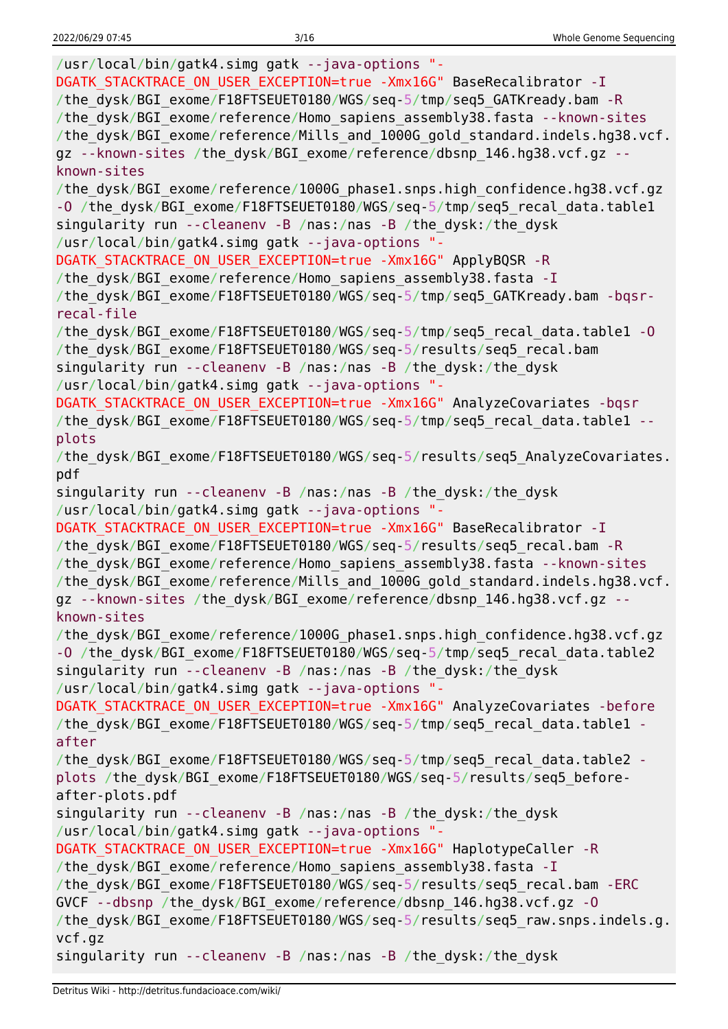```
/usr/local/bin/gatk4.simg gatk --java-options "-DGATK_STACKTRACE_ON_USER_EXCEPTION=true -Xmx16G" BaseRecalibrator -I /the_dysk/BGI_exome/F18FTSEUET0180/WGS/seq-5/tmp/seq5_GATKready.bam -R /the_dysk/BGI_exome/reference/Homo_sapiens_assembly38.fasta --known-sites /the_dysk/BGI_exome/reference/Mills_and_1000G_gold_standard.indels.hg38.vcf.gz --known-sites /the_dysk/BGI_exome/reference/dbsnp_146.hg38.vcf.gz --known-sites /the_dysk/BGI_exome/reference/1000G_phase1.snps.high_confidence.hg38.vcf.gz -O /the_dysk/BGI_exome/F18FTSEUET0180/WGS/seq-5/tmp/seq5_recal_data.table1
singularity run --cleanenv -B /nas:/nas -B /the_dysk:/the_dysk /usr/local/bin/gatk4.simg gatk --java-options "-DGATK_STACKTRACE_ON_USER_EXCEPTION=true -Xmx16G" ApplyBQSR -R /the_dysk/BGI_exome/reference/Homo_sapiens_assembly38.fasta -I /the_dysk/BGI_exome/F18FTSEUET0180/WGS/seq-5/tmp/seq5_GATKready.bam -bqsr-recal-file /the_dysk/BGI_exome/F18FTSEUET0180/WGS/seq-5/tmp/seq5_recal_data.table1 -O /the_dysk/BGI_exome/F18FTSEUET0180/WGS/seq-5/results/seq5_recal.bam
singularity run --cleanenv -B /nas:/nas -B /the_dysk:/the_dysk /usr/local/bin/gatk4.simg gatk --java-options "-DGATK_STACKTRACE_ON_USER_EXCEPTION=true -Xmx16G" AnalyzeCovariates -bqsr /the_dysk/BGI_exome/F18FTSEUET0180/WGS/seq-5/tmp/seq5_recal_data.table1 --plots /the_dysk/BGI_exome/F18FTSEUET0180/WGS/seq-5/results/seq5_AnalyzeCovariates.pdf
singularity run --cleanenv -B /nas:/nas -B /the_dysk:/the_dysk /usr/local/bin/gatk4.simg gatk --java-options "-DGATK_STACKTRACE_ON_USER_EXCEPTION=true -Xmx16G" BaseRecalibrator -I /the_dysk/BGI_exome/F18FTSEUET0180/WGS/seq-5/results/seq5_recal.bam -R /the_dysk/BGI_exome/reference/Homo_sapiens_assembly38.fasta --known-sites /the_dysk/BGI_exome/reference/Mills_and_1000G_gold_standard.indels.hg38.vcf.gz --known-sites /the_dysk/BGI_exome/reference/dbsnp_146.hg38.vcf.gz --known-sites /the_dysk/BGI_exome/reference/1000G_phase1.snps.high_confidence.hg38.vcf.gz -O /the_dysk/BGI_exome/F18FTSEUET0180/WGS/seq-5/tmp/seq5_recal_data.table2
singularity run --cleanenv -B /nas:/nas -B /the_dysk:/the_dysk /usr/local/bin/gatk4.simg gatk --java-options "-DGATK_STACKTRACE_ON_USER_EXCEPTION=true -Xmx16G" AnalyzeCovariates -before /the_dysk/BGI_exome/F18FTSEUET0180/WGS/seq-5/tmp/seq5_recal_data.table1 -after /the_dysk/BGI_exome/F18FTSEUET0180/WGS/seq-5/tmp/seq5_recal_data.table2 -plots /the_dysk/BGI_exome/F18FTSEUET0180/WGS/seq-5/results/seq5_before-after-plots.pdf
singularity run --cleanenv -B /nas:/nas -B /the_dysk:/the_dysk /usr/local/bin/gatk4.simg gatk --java-options "-DGATK_STACKTRACE_ON_USER_EXCEPTION=true -Xmx16G" HaplotypeCaller -R /the_dysk/BGI_exome/reference/Homo_sapiens_assembly38.fasta -I /the_dysk/BGI_exome/F18FTSEUET0180/WGS/seq-5/results/seq5_recal.bam -ERC GVCF --dbsnp /the_dysk/BGI_exome/reference/dbsnp_146.hg38.vcf.gz -O /the_dysk/BGI_exome/F18FTSEUET0180/WGS/seq-5/results/seq5_raw.snps.indels.g.vcf.gz
singularity run --cleanenv -B /nas:/nas -B /the_dysk:/the_dysk
```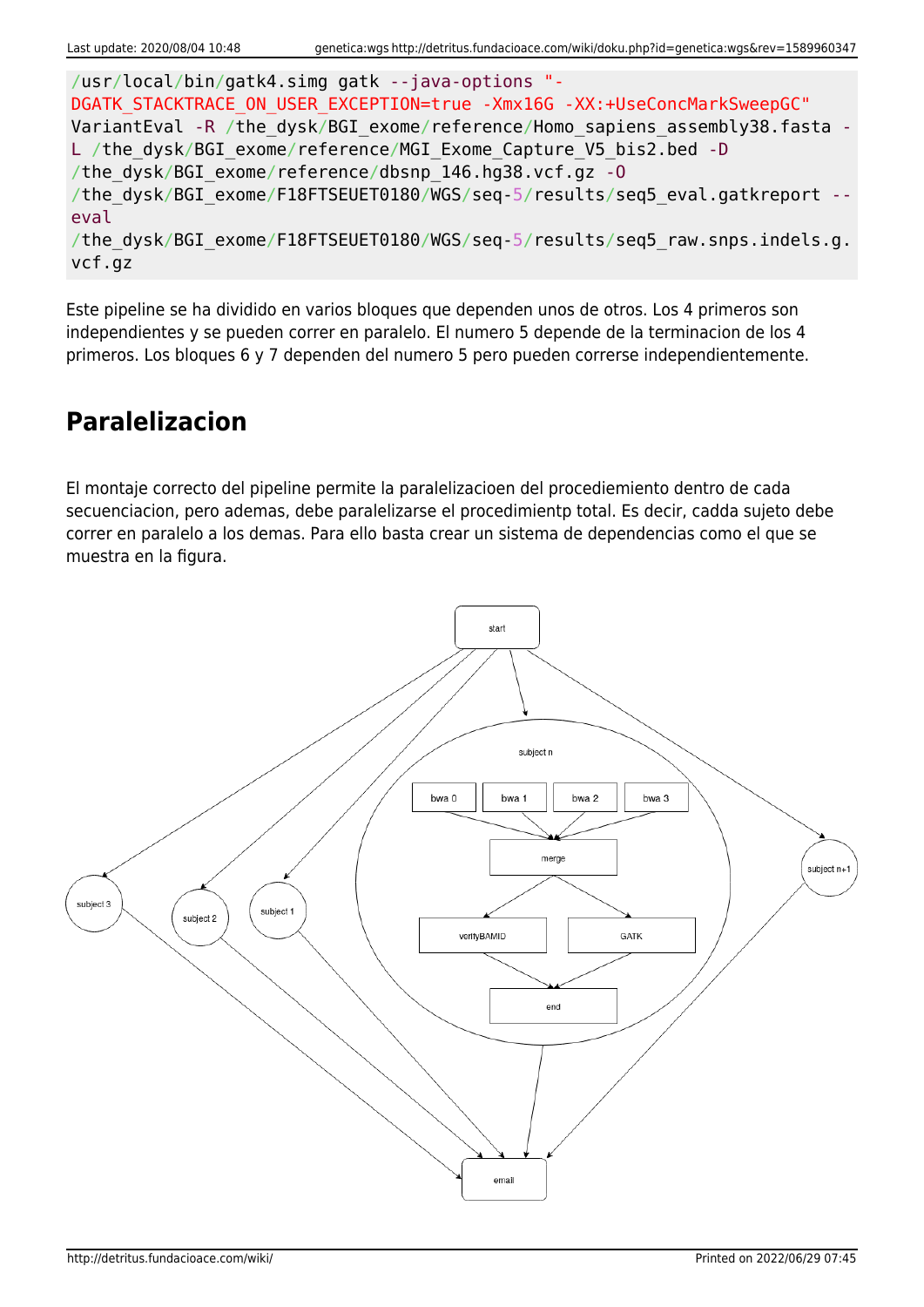```
/usr/local/bin/gatk4.simg gatk --java-options "-DGATK_STACKTRACE_ON_USER_EXCEPTION=true -Xmx16G -XX:+UseConcMarkSweepGC" VariantEval -R /the_dysk/BGI_exome/reference/Homo_sapiens_assembly38.fasta -L /the_dysk/BGI_exome/reference/MGI_Exome_Capture_V5_bis2.bed -D /the_dysk/BGI_exome/reference/dbsnp_146.hg38.vcf.gz -O /the_dysk/BGI_exome/F18FTSEUET0180/WGS/seq-5/results/seq5_eval.gatkreport --eval /the_dysk/BGI_exome/F18FTSEUET0180/WGS/seq-5/results/seq5_raw.snps.indels.g.vcf.gz
```

Este pipeline se ha dividido en varios bloques que dependen unos de otros. Los 4 primeros son independientes y se pueden correr en paralelo. El numero 5 depende de la terminacion de los 4 primeros. Los bloques 6 y 7 dependen del numero 5 pero pueden correrse independientemente.

## Paralelizacion

El montaje correcto del pipeline permite la paralelizacioen del procediemiento dentro de cada secuenciacion, pero ademas, debe paralelizarse el procedimientp total. Es decir, cadda sujeto debe correr en paralelo a los demas. Para ello basta crear un sistema de dependencias como el que se muestra en la figura.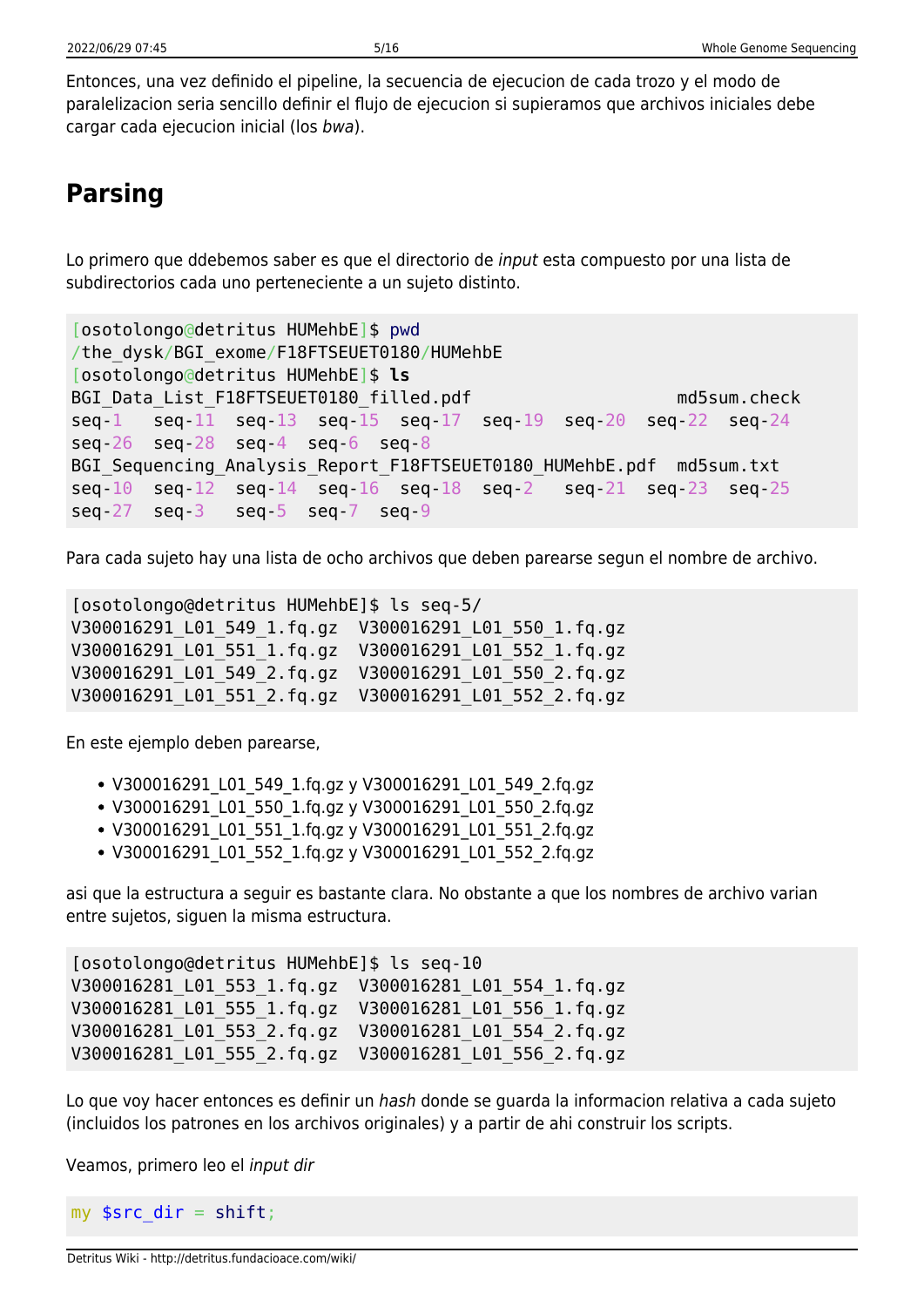Entonces, una vez definido el pipeline, la secuencia de ejecucion de cada trozo y el modo de paralelizacion seria sencillo definir el flujo de ejecucion si supieramos que archivos iniciales debe cargar cada ejecucion inicial (los *bwa*).

## Parsing

Lo primero que ddebemos saber es que el directorio de *input* esta compuesto por una lista de subdirectorios cada uno perteneciente a un sujeto distinto.

```
[osotolongo@detritus HUMehbE]$ pwd
/the_dysk/BGI_exome/F18FTSEUET0180/HUMehbE
[osotolongo@detritus HUMehbE]$ ls
BGI_Data_List_F18FTSEUET0180_filled.pdf                  md5sum.check
seq-1   seq-11  seq-13  seq-15  seq-17  seq-19  seq-20  seq-22  seq-24
seq-26  seq-28  seq-4  seq-6  seq-8
BGI_Sequencing_Analysis_Report_F18FTSEUET0180_HUMehbE.pdf  md5sum.txt
seq-10  seq-12  seq-14  seq-16  seq-18  seq-2   seq-21  seq-23  seq-25
seq-27  seq-3   seq-5  seq-7  seq-9
```

Para cada sujeto hay una lista de ocho archivos que deben parearse segun el nombre de archivo.

```
[osotolongo@detritus HUMehbE]$ ls seq-5/
V300016291_L01_549_1.fq.gz  V300016291_L01_550_1.fq.gz
V300016291_L01_551_1.fq.gz  V300016291_L01_552_1.fq.gz
V300016291_L01_549_2.fq.gz  V300016291_L01_550_2.fq.gz
V300016291_L01_551_2.fq.gz  V300016291_L01_552_2.fq.gz
```

En este ejemplo deben parearse,

- V300016291_L01_549_1.fq.gz y V300016291_L01_549_2.fq.gz
- V300016291_L01_550_1.fq.gz y V300016291_L01_550_2.fq.gz
- V300016291_L01_551_1.fq.gz y V300016291_L01_551_2.fq.gz
- V300016291_L01_552_1.fq.gz y V300016291_L01_552_2.fq.gz

asi que la estructura a seguir es bastante clara. No obstante a que los nombres de archivo varian entre sujetos, siguen la misma estructura.

```
[osotolongo@detritus HUMehbE]$ ls seq-10
V300016281_L01_553_1.fq.gz  V300016281_L01_554_1.fq.gz
V300016281_L01_555_1.fq.gz  V300016281_L01_556_1.fq.gz
V300016281_L01_553_2.fq.gz  V300016281_L01_554_2.fq.gz
V300016281_L01_555_2.fq.gz  V300016281_L01_556_2.fq.gz
```

Lo que voy hacer entonces es definir un *hash* donde se guarda la informacion relativa a cada sujeto (incluidos los patrones en los archivos originales) y a partir de ahi construir los scripts.

Veamos, primero leo el *input dir*

```
my $src_dir = shift;
```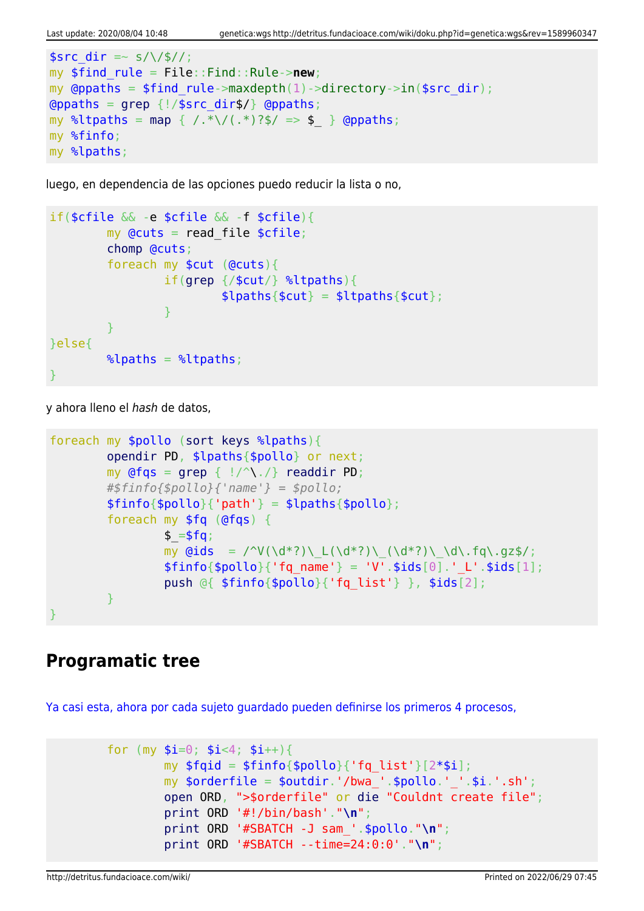```
$src_dir =~ s/\/$//;
my $find_rule = File::Find::Rule->new;
my @ppaths = $find_rule->maxdepth(1)->directory->in($src_dir);
@ppaths = grep {!/$src_dir$/} @ppaths;
my %ltpaths = map { /.*\/(.*)?$/ => $_ } @ppaths;
my %finfo;
my %lpaths;
```

luego, en dependencia de las opciones puedo reducir la lista o no,

```
if($cfile && -e $cfile && -f $cfile){
        my @cuts = read_file $cfile;
        chomp @cuts;
        foreach my $cut (@cuts){
                if(grep {/$cut/} %ltpaths){
                        $lpaths{$cut} = $ltpaths{$cut};
                }
        }
}else{
        %lpaths = %ltpaths;
}
```

y ahora lleno el *hash* de datos,

```
foreach my $pollo (sort keys %lpaths){
        opendir PD, $lpaths{$pollo} or next;
        my @fqs = grep { !/^\./} readdir PD;
        #$finfo{$pollo}{'name'} = $pollo;
        $finfo{$pollo}{'path'} = $lpaths{$pollo};
        foreach my $fq (@fqs) {
                $_=$fq;
                my @ids  = /^V(\d*?)\_L(\d*?)\_(\d*?)\_\d\.fq\.gz$/;
                $finfo{$pollo}{'fq_name'} = 'V'.$ids[0].'_L'.$ids[1];
                push @{ $finfo{$pollo}{'fq_list'} }, $ids[2];
        }
}
```

## Programatic tree

Ya casi esta, ahora por cada sujeto guardado pueden definirse los primeros 4 procesos,

```
        for (my $i=0; $i<4; $i++){
                my $fqid = $finfo{$pollo}{'fq_list'}[2*$i];
                my $orderfile = $outdir.'/bwa_'.$pollo.'_'.$i.'.sh';
                open ORD, ">$orderfile" or die "Couldnt create file";
                print ORD '#!/bin/bash'."\n";
                print ORD '#SBATCH -J sam_'.$pollo."\n";
                print ORD '#SBATCH --time=24:0:0'."\n";
```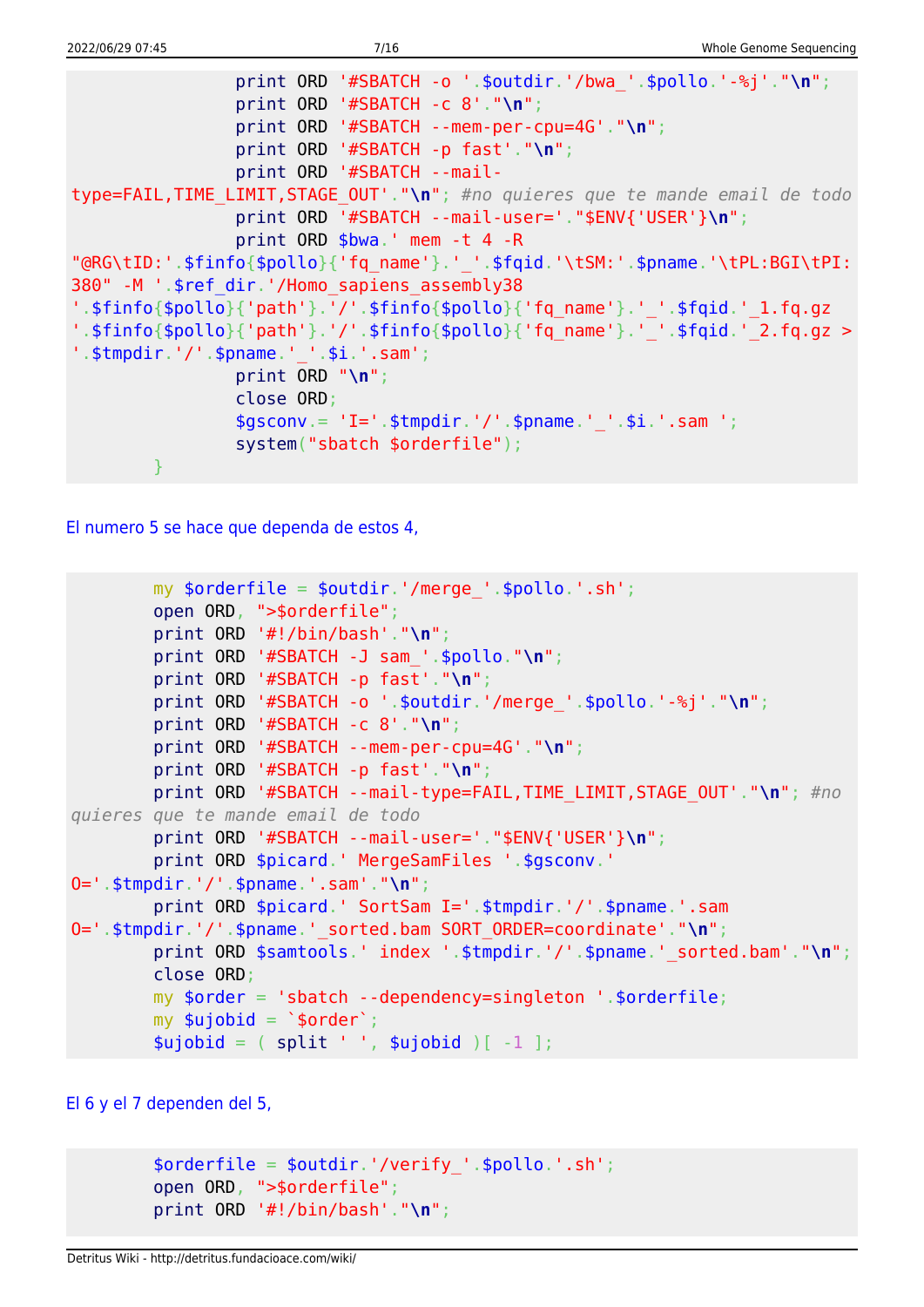```
                print ORD '#SBATCH -o '.$outdir.'/bwa_'.$pollo.'-%j'."\n";
                print ORD '#SBATCH -c 8'."\n";
                print ORD '#SBATCH --mem-per-cpu=4G'."\n";
                print ORD '#SBATCH -p fast'."\n";
                print ORD '#SBATCH --mail-type=FAIL,TIME_LIMIT,STAGE_OUT'."\n"; #no quieres que te mande email de todo
                print ORD '#SBATCH --mail-user='."$ENV{'USER'}\n";
                print ORD $bwa.' mem -t 4 -R "@RG\tID:'.$finfo{$pollo}{'fq_name'}.'_'.$fqid.'\tSM:'.$pname.'\tPL:BGI\tPI:380" -M '.$ref_dir.'/Homo_sapiens_assembly38 '.$finfo{$pollo}{'path'}.'/'.$finfo{$pollo}{'fq_name'}.'_'.$fqid.'_1.fq.gz '.$finfo{$pollo}{'path'}.'/'.$finfo{$pollo}{'fq_name'}.'_'.$fqid.'_2.fq.gz > '.$tmpdir.'/'.$pname.'_'.$i.'.sam';
                print ORD "\n";
                close ORD;
                $gsconv.= 'I='.$tmpdir.'/'.$pname.'_'.$i.'.sam ';
                system("sbatch $orderfile");
        }
```

El numero 5 se hace que dependa de estos 4,

```
        my $orderfile = $outdir.'/merge_'.$pollo.'.sh';
        open ORD, ">$orderfile";
        print ORD '#!/bin/bash'."\n";
        print ORD '#SBATCH -J sam_'.$pollo."\n";
        print ORD '#SBATCH -p fast'."\n";
        print ORD '#SBATCH -o '.$outdir.'/merge_'.$pollo.'-%j'."\n";
        print ORD '#SBATCH -c 8'."\n";
        print ORD '#SBATCH --mem-per-cpu=4G'."\n";
        print ORD '#SBATCH -p fast'."\n";
        print ORD '#SBATCH --mail-type=FAIL,TIME_LIMIT,STAGE_OUT'."\n"; #no quieres que te mande email de todo
        print ORD '#SBATCH --mail-user='."$ENV{'USER'}\n";
        print ORD $picard.' MergeSamFiles '.$gsconv.' O='.$tmpdir.'/'.$pname.'.sam'."\n";
        print ORD $picard.' SortSam I='.$tmpdir.'/'.$pname.'.sam O='.$tmpdir.'/'.$pname.'_sorted.bam SORT_ORDER=coordinate'."\n";
        print ORD $samtools.' index '.$tmpdir.'/'.$pname.'_sorted.bam'."\n";
        close ORD;
        my $order = 'sbatch --dependency=singleton '.$orderfile;
        my $ujobid = `$order`;
        $ujobid = ( split ' ', $ujobid )[ -1 ];
```

El 6 y el 7 dependen del 5,

```
        $orderfile = $outdir.'/verify_'.$pollo.'.sh';
        open ORD, ">$orderfile";
        print ORD '#!/bin/bash'."\n";
```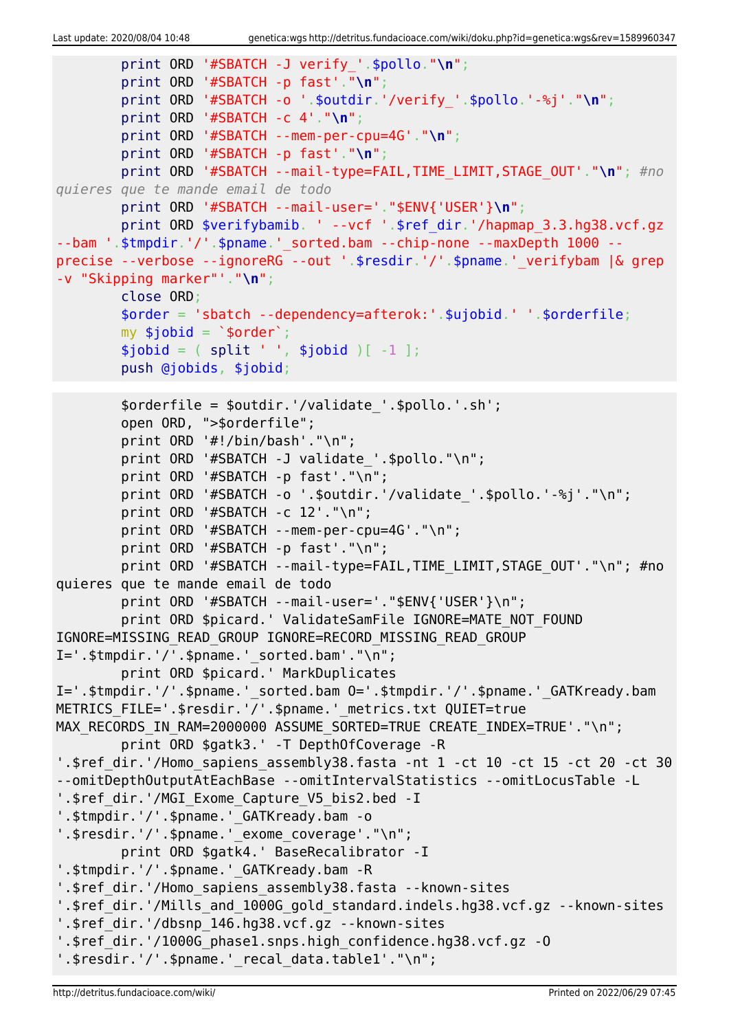```
        print ORD '#SBATCH -J verify_'.$pollo."\n";
        print ORD '#SBATCH -p fast'."\n";
        print ORD '#SBATCH -o '.$outdir.'/verify_'.$pollo.'-%j'."\n";
        print ORD '#SBATCH -c 4'."\n";
        print ORD '#SBATCH --mem-per-cpu=4G'."\n";
        print ORD '#SBATCH -p fast'."\n";
        print ORD '#SBATCH --mail-type=FAIL,TIME_LIMIT,STAGE_OUT'."\n"; #no quieres que te mande email de todo
        print ORD '#SBATCH --mail-user='."$ENV{'USER'}\n";
        print ORD $verifybamib. ' --vcf '.$ref_dir.'/hapmap_3.3.hg38.vcf.gz --bam '.$tmpdir.'/'.$pname.'_sorted.bam --chip-none --maxDepth 1000 --precise --verbose --ignoreRG --out '.$resdir.'/'.$pname.'_verifybam |& grep -v "Skipping marker"'."\n";
        close ORD;
        $order = 'sbatch --dependency=afterok:'.$ujobid.' '.$orderfile;
        my $jobid = `$order`;
        $jobid = ( split ' ', $jobid )[ -1 ];
        push @jobids, $jobid;
```

```
        $orderfile = $outdir.'/validate_'.$pollo.'.sh';
        open ORD, ">$orderfile";
        print ORD '#!/bin/bash'."\n";
        print ORD '#SBATCH -J validate_'.$pollo."\n";
        print ORD '#SBATCH -p fast'."\n";
        print ORD '#SBATCH -o '.$outdir.'/validate_'.$pollo.'-%j'."\n";
        print ORD '#SBATCH -c 12'."\n";
        print ORD '#SBATCH --mem-per-cpu=4G'."\n";
        print ORD '#SBATCH -p fast'."\n";
        print ORD '#SBATCH --mail-type=FAIL,TIME_LIMIT,STAGE_OUT'."\n"; #no quieres que te mande email de todo
        print ORD '#SBATCH --mail-user='."$ENV{'USER'}\n";
        print ORD $picard.' ValidateSamFile IGNORE=MATE_NOT_FOUND IGNORE=MISSING_READ_GROUP IGNORE=RECORD_MISSING_READ_GROUP I='.$tmpdir.'/'.$pname.'_sorted.bam'."\n";
        print ORD $picard.' MarkDuplicates I='.$tmpdir.'/'.$pname.'_sorted.bam O='.$tmpdir.'/'.$pname.'_GATKready.bam METRICS_FILE='.$resdir.'/'.$pname.'_metrics.txt QUIET=true MAX_RECORDS_IN_RAM=2000000 ASSUME_SORTED=TRUE CREATE_INDEX=TRUE'."\n";
        print ORD $gatk3.' -T DepthOfCoverage -R '.$ref_dir.'/Homo_sapiens_assembly38.fasta -nt 1 -ct 10 -ct 15 -ct 20 -ct 30 --omitDepthOutputAtEachBase --omitIntervalStatistics --omitLocusTable -L '.$ref_dir.'/MGI_Exome_Capture_V5_bis2.bed -I '.$tmpdir.'/'.$pname.'_GATKready.bam -o '.$resdir.'/'.$pname.'_exome_coverage'."\n";
        print ORD $gatk4.' BaseRecalibrator -I '.$tmpdir.'/'.$pname.'_GATKready.bam -R '.$ref_dir.'/Homo_sapiens_assembly38.fasta --known-sites '.$ref_dir.'/Mills_and_1000G_gold_standard.indels.hg38.vcf.gz --known-sites '.$ref_dir.'/dbsnp_146.hg38.vcf.gz --known-sites '.$ref_dir.'/1000G_phase1.snps.high_confidence.hg38.vcf.gz -O '.$resdir.'/'.$pname.'_recal_data.table1'."\n";
```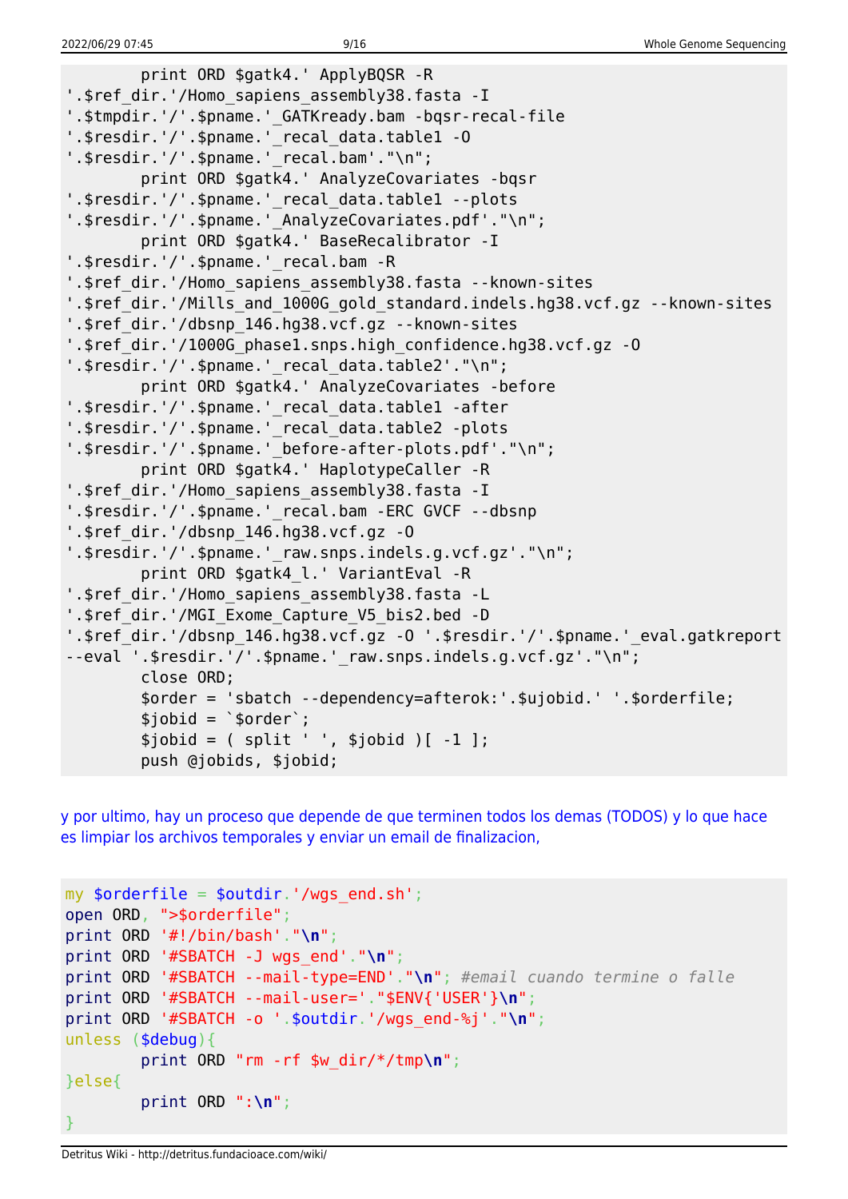```
        print ORD $gatk4.' ApplyBQSR -R
'.$ref_dir.'/Homo_sapiens_assembly38.fasta -I
'.$tmpdir.'/'.$pname.'_GATKready.bam -bqsr-recal-file
'.$resdir.'/'.$pname.'_recal_data.table1 -O
'.$resdir.'/'.$pname.'_recal.bam'."\n";
        print ORD $gatk4.' AnalyzeCovariates -bqsr
'.$resdir.'/'.$pname.'_recal_data.table1 --plots
'.$resdir.'/'.$pname.'_AnalyzeCovariates.pdf'."\n";
        print ORD $gatk4.' BaseRecalibrator -I
'.$resdir.'/'.$pname.'_recal.bam -R
'.$ref_dir.'/Homo_sapiens_assembly38.fasta --known-sites
'.$ref_dir.'/Mills_and_1000G_gold_standard.indels.hg38.vcf.gz --known-sites
'.$ref_dir.'/dbsnp_146.hg38.vcf.gz --known-sites
'.$ref_dir.'/1000G_phase1.snps.high_confidence.hg38.vcf.gz -O
'.$resdir.'/'.$pname.'_recal_data.table2'."\n";
        print ORD $gatk4.' AnalyzeCovariates -before
'.$resdir.'/'.$pname.'_recal_data.table1 -after
'.$resdir.'/'.$pname.'_recal_data.table2 -plots
'.$resdir.'/'.$pname.'_before-after-plots.pdf'."\n";
        print ORD $gatk4.' HaplotypeCaller -R
'.$ref_dir.'/Homo_sapiens_assembly38.fasta -I
'.$resdir.'/'.$pname.'_recal.bam -ERC GVCF --dbsnp
'.$ref_dir.'/dbsnp_146.hg38.vcf.gz -O
'.$resdir.'/'.$pname.'_raw.snps.indels.g.vcf.gz'."\n";
        print ORD $gatk4_l.' VariantEval -R
'.$ref_dir.'/Homo_sapiens_assembly38.fasta -L
'.$ref_dir.'/MGI_Exome_Capture_V5_bis2.bed -D
'.$ref_dir.'/dbsnp_146.hg38.vcf.gz -O '.$resdir.'/'.$pname.'_eval.gatkreport
--eval '.$resdir.'/'.$pname.'_raw.snps.indels.g.vcf.gz'."\n";
        close ORD;
        $order = 'sbatch --dependency=afterok:'.$ujobid.' '.$orderfile;
        $jobid = `$order`;
        $jobid = ( split ' ', $jobid )[ -1 ];
        push @jobids, $jobid;
```

y por ultimo, hay un proceso que depende de que terminen todos los demas (TODOS) y lo que hace es limpiar los archivos temporales y enviar un email de finalizacion,

```
my $orderfile = $outdir.'/wgs_end.sh';
open ORD, ">$orderfile";
print ORD '#!/bin/bash'."\n";
print ORD '#SBATCH -J wgs_end'."\n";
print ORD '#SBATCH --mail-type=END'."\n"; #email cuando termine o falle
print ORD '#SBATCH --mail-user='."$ENV{'USER'}\n";
print ORD '#SBATCH -o '.$outdir.'/wgs_end-%j'."\n";
unless ($debug){
        print ORD "rm -rf $w_dir/*/tmp\n";
}else{
        print ORD ":\n";
}
```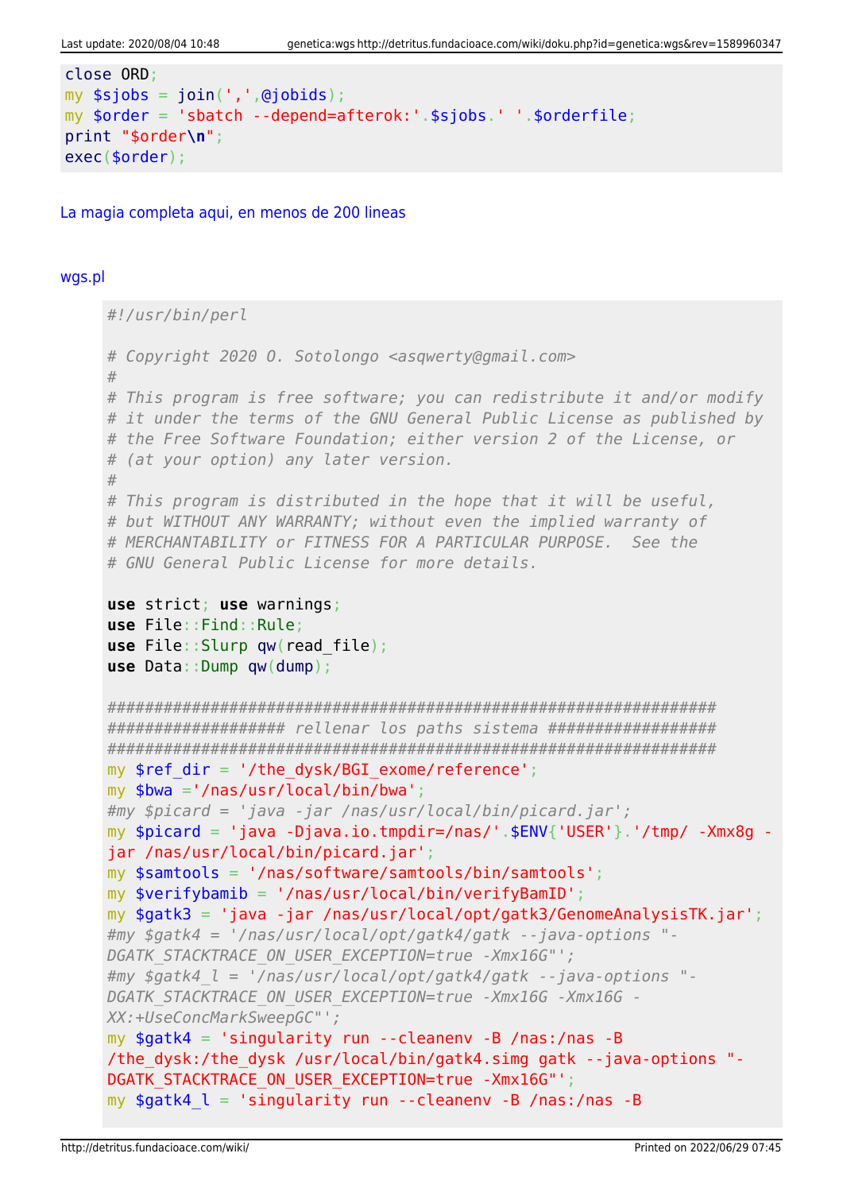```perl
close ORD;
my $sjobs = join(',',@jobids);
my $order = 'sbatch --depend=afterok:'.$sjobs.' '.$orderfile;
print "$order\n";
exec($order);
```

La magia completa aqui, en menos de 200 lineas

wgs.pl

```perl
#!/usr/bin/perl

# Copyright 2020 O. Sotolongo <asqwerty@gmail.com>
#
# This program is free software; you can redistribute it and/or modify
# it under the terms of the GNU General Public License as published by
# the Free Software Foundation; either version 2 of the License, or
# (at your option) any later version.
#
# This program is distributed in the hope that it will be useful,
# but WITHOUT ANY WARRANTY; without even the implied warranty of
# MERCHANTABILITY or FITNESS FOR A PARTICULAR PURPOSE.  See the
# GNU General Public License for more details.

use strict; use warnings;
use File::Find::Rule;
use File::Slurp qw(read_file);
use Data::Dump qw(dump);

###################################################################
################### rellenar los paths sistema ##################
###################################################################
my $ref_dir = '/the_dysk/BGI_exome/reference';
my $bwa ='/nas/usr/local/bin/bwa';
#my $picard = 'java -jar /nas/usr/local/bin/picard.jar';
my $picard = 'java -Djava.io.tmpdir=/nas/'.$ENV{'USER'}.'/tmp/ -Xmx8g -jar /nas/usr/local/bin/picard.jar';
my $samtools = '/nas/software/samtools/bin/samtools';
my $verifybamib = '/nas/usr/local/bin/verifyBamID';
my $gatk3 = 'java -jar /nas/usr/local/opt/gatk3/GenomeAnalysisTK.jar';
#my $gatk4 = '/nas/usr/local/opt/gatk4/gatk --java-options "-DGATK_STACKTRACE_ON_USER_EXCEPTION=true -Xmx16G"';
#my $gatk4_l = '/nas/usr/local/opt/gatk4/gatk --java-options "-DGATK_STACKTRACE_ON_USER_EXCEPTION=true -Xmx16G -Xmx16G -XX:+UseConcMarkSweepGC"';
my $gatk4 = 'singularity run --cleanenv -B /nas:/nas -B /the_dysk:/the_dysk /usr/local/bin/gatk4.simg gatk --java-options "-DGATK_STACKTRACE_ON_USER_EXCEPTION=true -Xmx16G"';
my $gatk4_l = 'singularity run --cleanenv -B /nas:/nas -B
```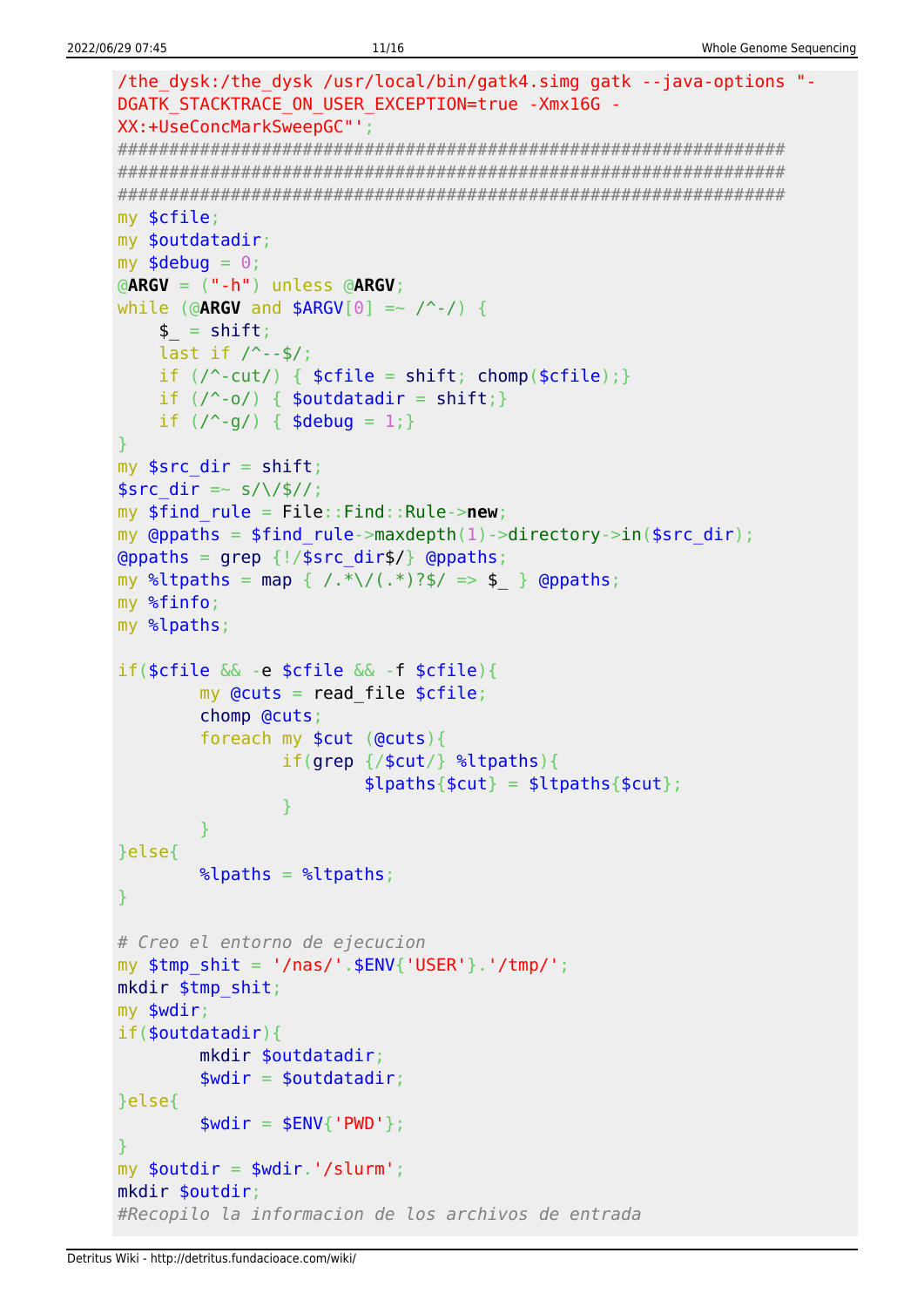```
/the_dysk:/the_dysk /usr/local/bin/gatk4.simg gatk --java-options "-DGATK_STACKTRACE_ON_USER_EXCEPTION=true -Xmx16G -XX:+UseConcMarkSweepGC"';
#################################################################
#################################################################
#################################################################
my $cfile;
my $outdatadir;
my $debug = 0;
@ARGV = ("-h") unless @ARGV;
while (@ARGV and $ARGV[0] =~ /^-/) {
    $_ = shift;
    last if /^--$/;
    if (/^-cut/) { $cfile = shift; chomp($cfile);}
    if (/^-o/) { $outdatadir = shift;}
    if (/^-g/) { $debug = 1;}
}
my $src_dir = shift;
$src_dir =~ s/\/$//;
my $find_rule = File::Find::Rule->new;
my @ppaths = $find_rule->maxdepth(1)->directory->in($src_dir);
@ppaths = grep {!/$src_dir$/} @ppaths;
my %ltpaths = map { /.*\/(.*)?$/ => $_ } @ppaths;
my %finfo;
my %lpaths;

if($cfile && -e $cfile && -f $cfile){
        my @cuts = read_file $cfile;
        chomp @cuts;
        foreach my $cut (@cuts){
                if(grep {/$cut/} %ltpaths){
                        $lpaths{$cut} = $ltpaths{$cut};
                }
        }
}else{
        %lpaths = %ltpaths;
}

# Creo el entorno de ejecucion
my $tmp_shit = '/nas/'.$ENV{'USER'}.'/tmp/';
mkdir $tmp_shit;
my $wdir;
if($outdatadir){
        mkdir $outdatadir;
        $wdir = $outdatadir;
}else{
        $wdir = $ENV{'PWD'};
}
my $outdir = $wdir.'/slurm';
mkdir $outdir;
#Recopilo la informacion de los archivos de entrada
```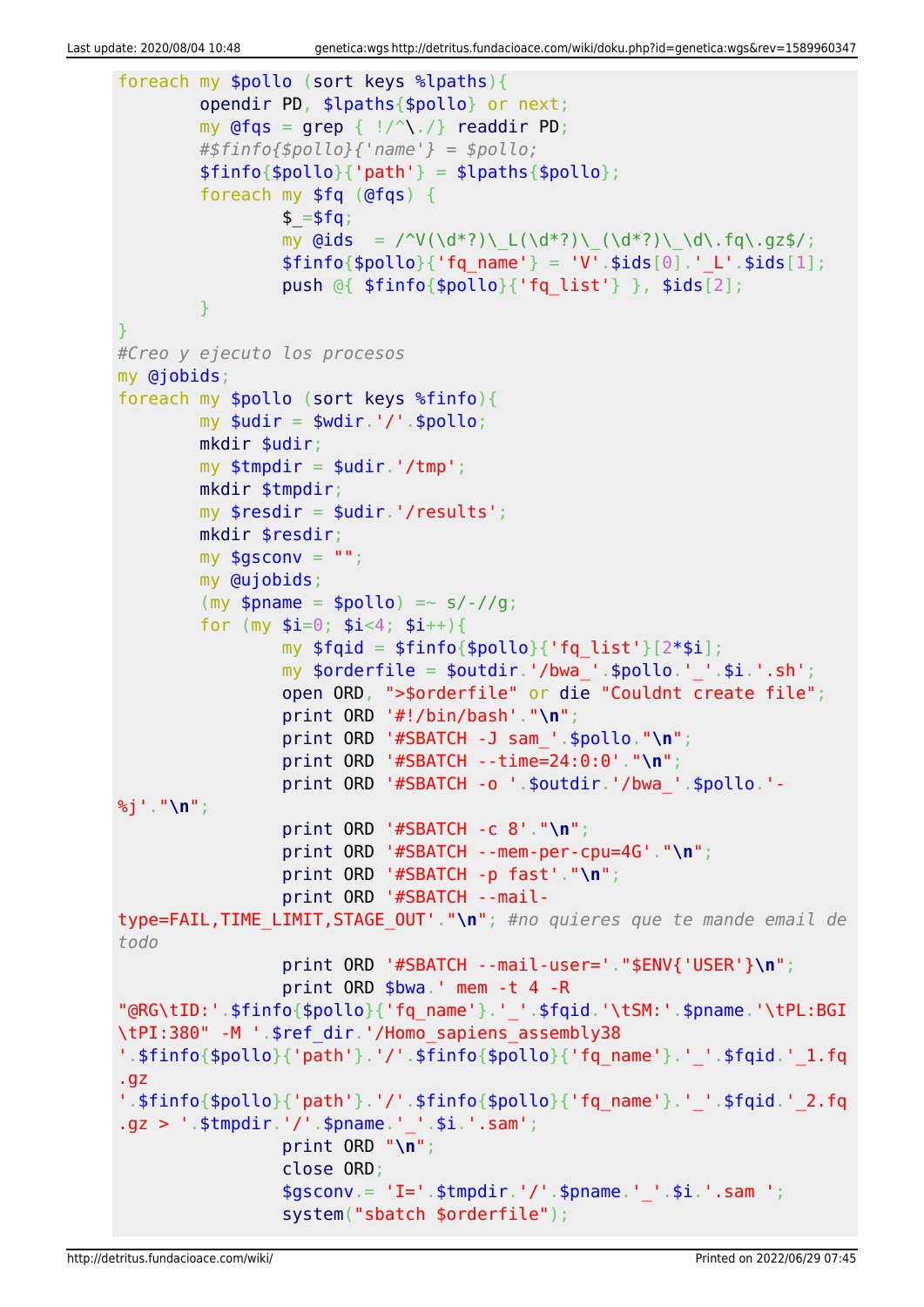```perl
foreach my $pollo (sort keys %lpaths){
        opendir PD, $lpaths{$pollo} or next;
        my @fqs = grep { !/^\./} readdir PD;
        #$finfo{$pollo}{'name'} = $pollo;
        $finfo{$pollo}{'path'} = $lpaths{$pollo};
        foreach my $fq (@fqs) {
                $_=$fq;
                my @ids  = /^V(\d*?)\_L(\d*?)\_(\d*?)\_\d\.fq\.gz$/;
                $finfo{$pollo}{'fq_name'} = 'V'.$ids[0].'_L'.$ids[1];
                push @{ $finfo{$pollo}{'fq_list'} }, $ids[2];
        }
}
#Creo y ejecuto los procesos
my @jobids;
foreach my $pollo (sort keys %finfo){
        my $udir = $wdir.'/'.$pollo;
        mkdir $udir;
        my $tmpdir = $udir.'/tmp';
        mkdir $tmpdir;
        my $resdir = $udir.'/results';
        mkdir $resdir;
        my $gsconv = "";
        my @ujobids;
        (my $pname = $pollo) =~ s/-//g;
        for (my $i=0; $i<4; $i++){
                my $fqid = $finfo{$pollo}{'fq_list'}[2*$i];
                my $orderfile = $outdir.'/bwa_'.$pollo.'_'.$i.'.sh';
                open ORD, ">$orderfile" or die "Couldnt create file";
                print ORD '#!/bin/bash'."\n";
                print ORD '#SBATCH -J sam_'.$pollo."\n";
                print ORD '#SBATCH --time=24:0:0'."\n";
                print ORD '#SBATCH -o '.$outdir.'/bwa_'.$pollo.'-%j'."\n";
                print ORD '#SBATCH -c 8'."\n";
                print ORD '#SBATCH --mem-per-cpu=4G'."\n";
                print ORD '#SBATCH -p fast'."\n";
                print ORD '#SBATCH --mail-type=FAIL,TIME_LIMIT,STAGE_OUT'."\n"; #no quieres que te mande email de todo
                print ORD '#SBATCH --mail-user='."$ENV{'USER'}\n";
                print ORD $bwa.' mem -t 4 -R "@RG\tID:'.$finfo{$pollo}{'fq_name'}.'_'.$fqid.'\tSM:'.$pname.'\tPL:BGI\tPI:380" -M '.$ref_dir.'/Homo_sapiens_assembly38 '.$finfo{$pollo}{'path'}.'/'.$finfo{$pollo}{'fq_name'}.'_'.$fqid.'_1.fq.gz '.$finfo{$pollo}{'path'}.'/'.$finfo{$pollo}{'fq_name'}.'_'.$fqid.'_2.fq.gz > '.$tmpdir.'/'.$pname.'_'.$i.'.sam';
                print ORD "\n";
                close ORD;
                $gsconv.= 'I='.$tmpdir.'/'.$pname.'_'.$i.'.sam ';
                system("sbatch $orderfile");
```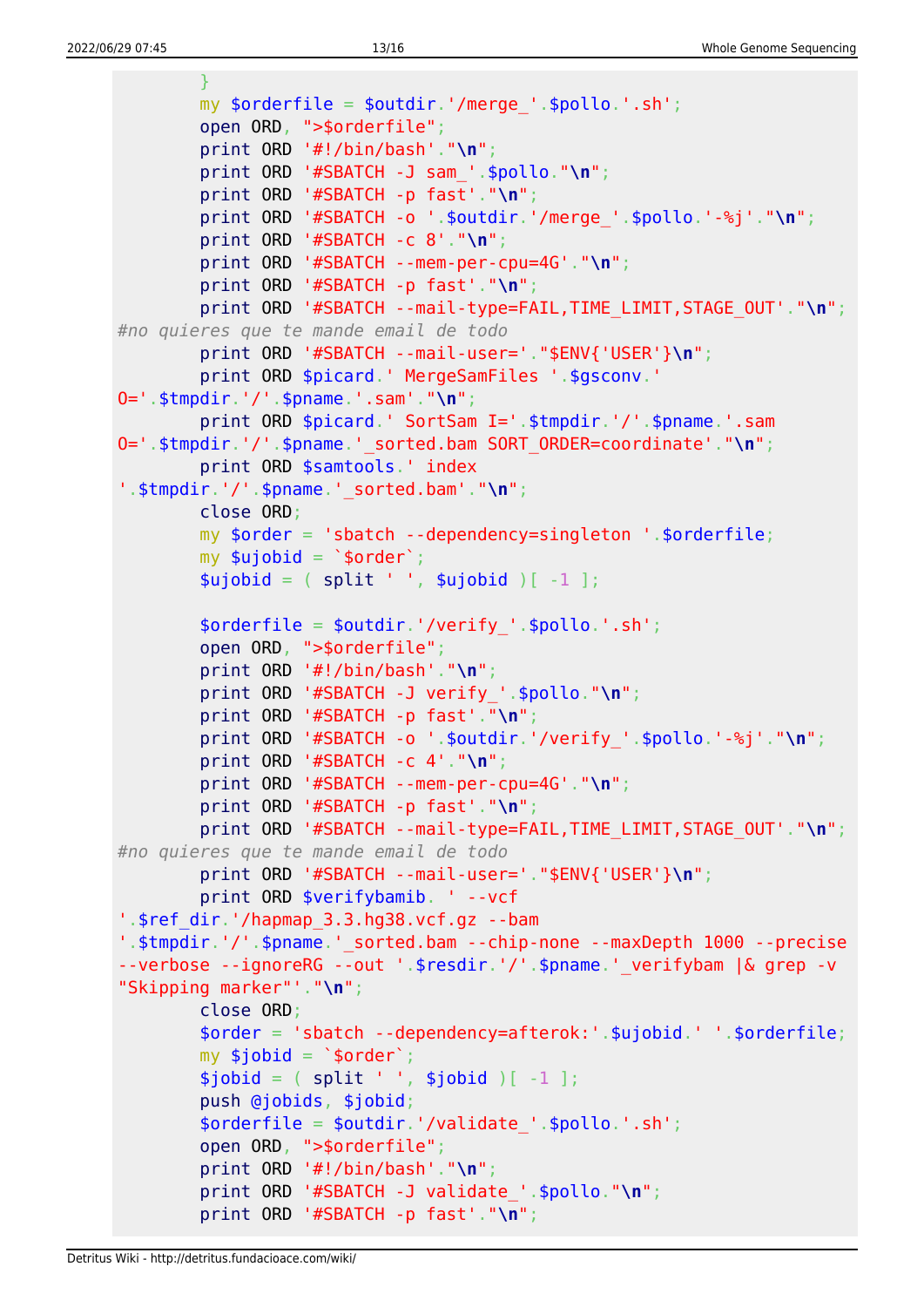```
        }
        my $orderfile = $outdir.'/merge_'.$pollo.'.sh';
        open ORD, ">$orderfile";
        print ORD '#!/bin/bash'."\n";
        print ORD '#SBATCH -J sam_'.$pollo."\n";
        print ORD '#SBATCH -p fast'."\n";
        print ORD '#SBATCH -o '.$outdir.'/merge_'.$pollo.'-%j'."\n";
        print ORD '#SBATCH -c 8'."\n";
        print ORD '#SBATCH --mem-per-cpu=4G'."\n";
        print ORD '#SBATCH -p fast'."\n";
        print ORD '#SBATCH --mail-type=FAIL,TIME_LIMIT,STAGE_OUT'."\n";
#no quieres que te mande email de todo
        print ORD '#SBATCH --mail-user='."$ENV{'USER'}\n";
        print ORD $picard.' MergeSamFiles '.$gsconv.'
O='.$tmpdir.'/'.$pname.'.sam'."\n";
        print ORD $picard.' SortSam I='.$tmpdir.'/'.$pname.'.sam
O='.$tmpdir.'/'.$pname.'_sorted.bam SORT_ORDER=coordinate'."\n";
        print ORD $samtools.' index
'.$tmpdir.'/'.$pname.'_sorted.bam'."\n";
        close ORD;
        my $order = 'sbatch --dependency=singleton '.$orderfile;
        my $ujobid = `$order`;
        $ujobid = ( split ' ', $ujobid )[ -1 ];

        $orderfile = $outdir.'/verify_'.$pollo.'.sh';
        open ORD, ">$orderfile";
        print ORD '#!/bin/bash'."\n";
        print ORD '#SBATCH -J verify_'.$pollo."\n";
        print ORD '#SBATCH -p fast'."\n";
        print ORD '#SBATCH -o '.$outdir.'/verify_'.$pollo.'-%j'."\n";
        print ORD '#SBATCH -c 4'."\n";
        print ORD '#SBATCH --mem-per-cpu=4G'."\n";
        print ORD '#SBATCH -p fast'."\n";
        print ORD '#SBATCH --mail-type=FAIL,TIME_LIMIT,STAGE_OUT'."\n";
#no quieres que te mande email de todo
        print ORD '#SBATCH --mail-user='."$ENV{'USER'}\n";
        print ORD $verifybamib. ' --vcf
'.$ref_dir.'/hapmap_3.3.hg38.vcf.gz --bam
'.$tmpdir.'/'.$pname.'_sorted.bam --chip-none --maxDepth 1000 --precise
--verbose --ignoreRG --out '.$resdir.'/'.$pname.'_verifybam |& grep -v
"Skipping marker"'."\n";
        close ORD;
        $order = 'sbatch --dependency=afterok:'.$ujobid.' '.$orderfile;
        my $jobid = `$order`;
        $jobid = ( split ' ', $jobid )[ -1 ];
        push @jobids, $jobid;
        $orderfile = $outdir.'/validate_'.$pollo.'.sh';
        open ORD, ">$orderfile";
        print ORD '#!/bin/bash'."\n";
        print ORD '#SBATCH -J validate_'.$pollo."\n";
        print ORD '#SBATCH -p fast'."\n";
```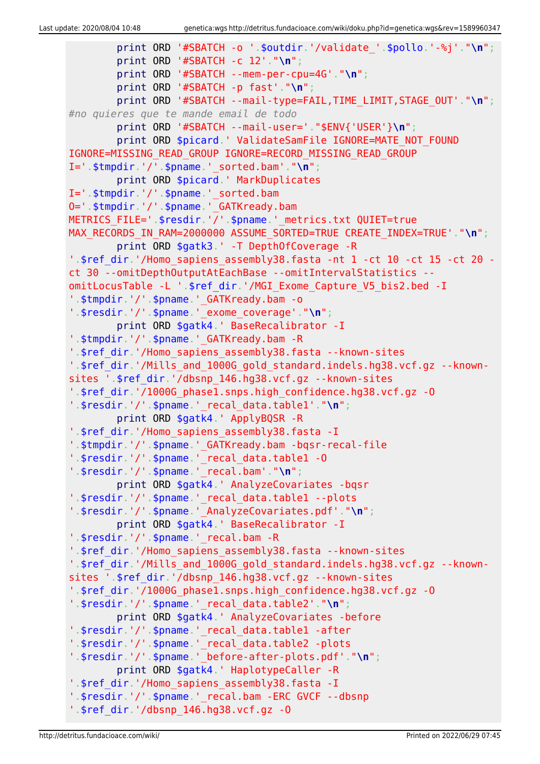```
        print ORD '#SBATCH -o '.$outdir.'/validate_'.$pollo.'-%j'."\n";
        print ORD '#SBATCH -c 12'."\n";
        print ORD '#SBATCH --mem-per-cpu=4G'."\n";
        print ORD '#SBATCH -p fast'."\n";
        print ORD '#SBATCH --mail-type=FAIL,TIME_LIMIT,STAGE_OUT'."\n";
#no quieres que te mande email de todo
        print ORD '#SBATCH --mail-user='."$ENV{'USER'}\n";
        print ORD $picard.' ValidateSamFile IGNORE=MATE_NOT_FOUND
IGNORE=MISSING_READ_GROUP IGNORE=RECORD_MISSING_READ_GROUP
I='.$tmpdir.'/'.$pname.'_sorted.bam'."\n";
        print ORD $picard.' MarkDuplicates
I='.$tmpdir.'/'.$pname.'_sorted.bam
O='.$tmpdir.'/'.$pname.'_GATKready.bam
METRICS_FILE='.$resdir.'/'.$pname.'_metrics.txt QUIET=true
MAX_RECORDS_IN_RAM=2000000 ASSUME_SORTED=TRUE CREATE_INDEX=TRUE'."\n";
        print ORD $gatk3.' -T DepthOfCoverage -R
'.$ref_dir.'/Homo_sapiens_assembly38.fasta -nt 1 -ct 10 -ct 15 -ct 20 -
ct 30 --omitDepthOutputAtEachBase --omitIntervalStatistics --
omitLocusTable -L '.$ref_dir.'/MGI_Exome_Capture_V5_bis2.bed -I
'.$tmpdir.'/'.$pname.'_GATKready.bam -o
'.$resdir.'/'.$pname.'_exome_coverage'."\n";
        print ORD $gatk4.' BaseRecalibrator -I
'.$tmpdir.'/'.$pname.'_GATKready.bam -R
'.$ref_dir.'/Homo_sapiens_assembly38.fasta --known-sites
'.$ref_dir.'/Mills_and_1000G_gold_standard.indels.hg38.vcf.gz --known-
sites '.$ref_dir.'/dbsnp_146.hg38.vcf.gz --known-sites
'.$ref_dir.'/1000G_phase1.snps.high_confidence.hg38.vcf.gz -O
'.$resdir.'/'.$pname.'_recal_data.table1'."\n";
        print ORD $gatk4.' ApplyBQSR -R
'.$ref_dir.'/Homo_sapiens_assembly38.fasta -I
'.$tmpdir.'/'.$pname.'_GATKready.bam -bqsr-recal-file
'.$resdir.'/'.$pname.'_recal_data.table1 -O
'.$resdir.'/'.$pname.'_recal.bam'."\n";
        print ORD $gatk4.' AnalyzeCovariates -bqsr
'.$resdir.'/'.$pname.'_recal_data.table1 --plots
'.$resdir.'/'.$pname.'_AnalyzeCovariates.pdf'."\n";
        print ORD $gatk4.' BaseRecalibrator -I
'.$resdir.'/'.$pname.'_recal.bam -R
'.$ref_dir.'/Homo_sapiens_assembly38.fasta --known-sites
'.$ref_dir.'/Mills_and_1000G_gold_standard.indels.hg38.vcf.gz --known-
sites '.$ref_dir.'/dbsnp_146.hg38.vcf.gz --known-sites
'.$ref_dir.'/1000G_phase1.snps.high_confidence.hg38.vcf.gz -O
'.$resdir.'/'.$pname.'_recal_data.table2'."\n";
        print ORD $gatk4.' AnalyzeCovariates -before
'.$resdir.'/'.$pname.'_recal_data.table1 -after
'.$resdir.'/'.$pname.'_recal_data.table2 -plots
'.$resdir.'/'.$pname.'_before-after-plots.pdf'."\n";
        print ORD $gatk4.' HaplotypeCaller -R
'.$ref_dir.'/Homo_sapiens_assembly38.fasta -I
'.$resdir.'/'.$pname.'_recal.bam -ERC GVCF --dbsnp
'.$ref_dir.'/dbsnp_146.hg38.vcf.gz -O
```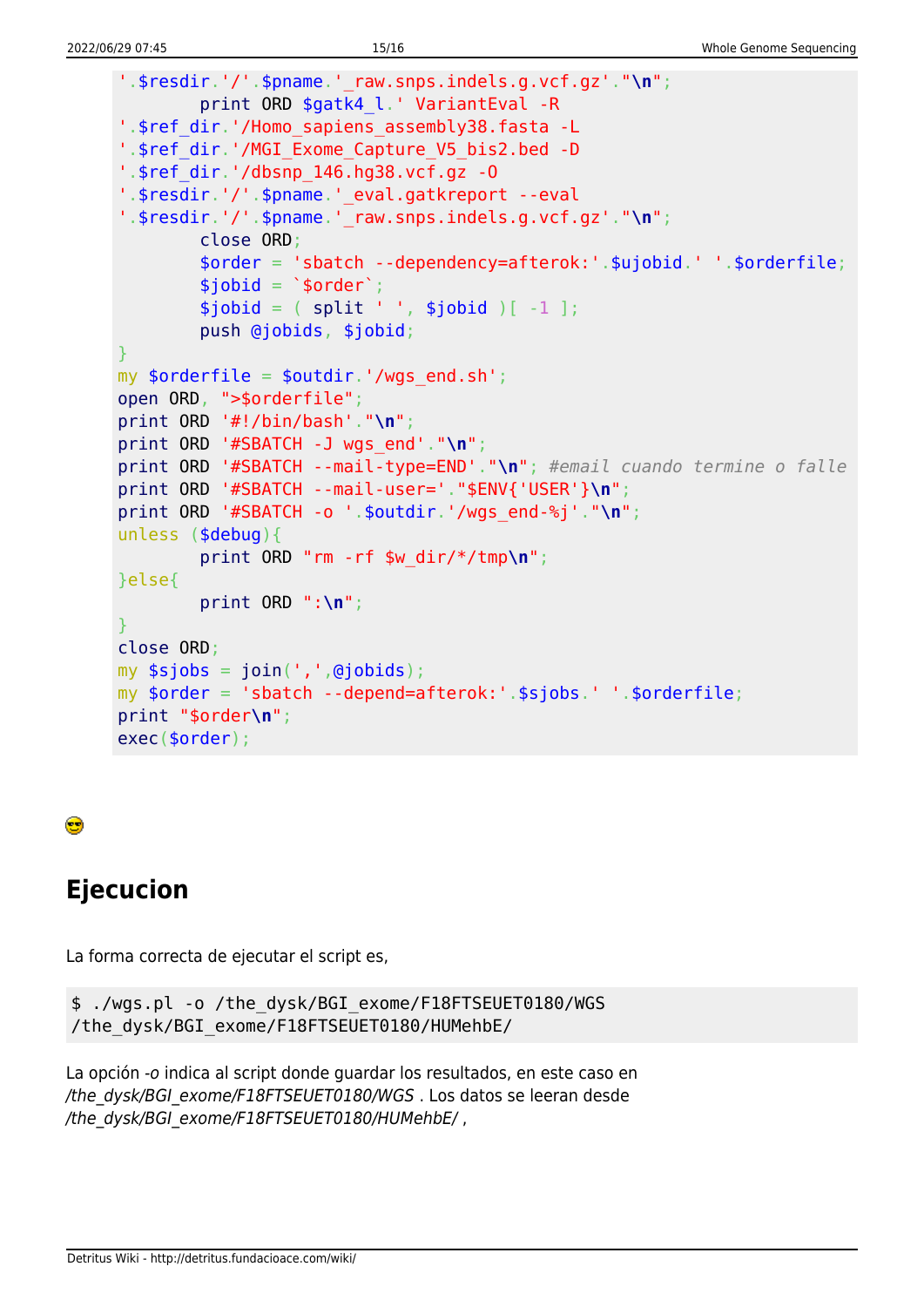```
'.$resdir.'/'.$pname.'_raw.snps.indels.g.vcf.gz'."\n";
        print ORD $gatk4_l.' VariantEval -R
'.$ref_dir.'/Homo_sapiens_assembly38.fasta -L
'.$ref_dir.'/MGI_Exome_Capture_V5_bis2.bed -D
'.$ref_dir.'/dbsnp_146.hg38.vcf.gz -O
'.$resdir.'/'.$pname.'_eval.gatkreport --eval
'.$resdir.'/'.$pname.'_raw.snps.indels.g.vcf.gz'."\n";
        close ORD;
        $order = 'sbatch --dependency=afterok:'.$ujobid.' '.$orderfile;
        $jobid = `$order`;
        $jobid = ( split ' ', $jobid )[ -1 ];
        push @jobids, $jobid;
}
my $orderfile = $outdir.'/wgs_end.sh';
open ORD, ">$orderfile";
print ORD '#!/bin/bash'."\n";
print ORD '#SBATCH -J wgs_end'."\n";
print ORD '#SBATCH --mail-type=END'."\n"; #email cuando termine o falle
print ORD '#SBATCH --mail-user='."$ENV{'USER'}\n";
print ORD '#SBATCH -o '.$outdir.'/wgs_end-%j'."\n";
unless ($debug){
        print ORD "rm -rf $w_dir/*/tmp\n";
}else{
        print ORD ":\n";
}
close ORD;
my $sjobs = join(',',@jobids);
my $order = 'sbatch --depend=afterok:'.$sjobs.' '.$orderfile;
print "$order\n";
exec($order);
```

😎

## Ejecucion

La forma correcta de ejecutar el script es,

```
$ ./wgs.pl -o /the_dysk/BGI_exome/F18FTSEUET0180/WGS
/the_dysk/BGI_exome/F18FTSEUET0180/HUMehbE/
```

La opción *-o* indica al script donde guardar los resultados, en este caso en */the_dysk/BGI_exome/F18FTSEUET0180/WGS* . Los datos se leeran desde */the_dysk/BGI_exome/F18FTSEUET0180/HUMehbE/* ,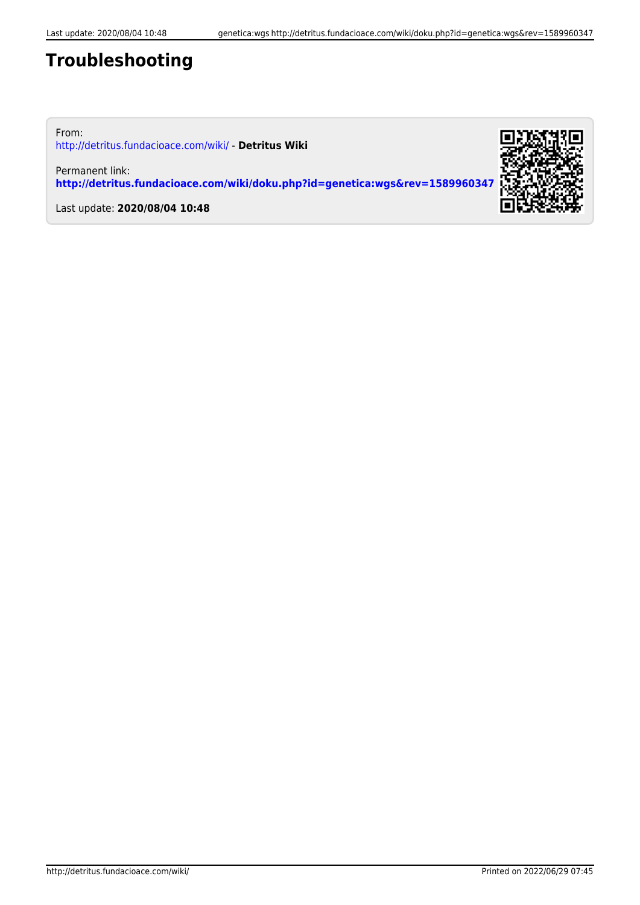# Troubleshooting

From:
http://detritus.fundacioace.com/wiki/ - **Detritus Wiki**

Permanent link:
**http://detritus.fundacioace.com/wiki/doku.php?id=genetica:wgs&rev=1589960347**

Last update: **2020/08/04 10:48**